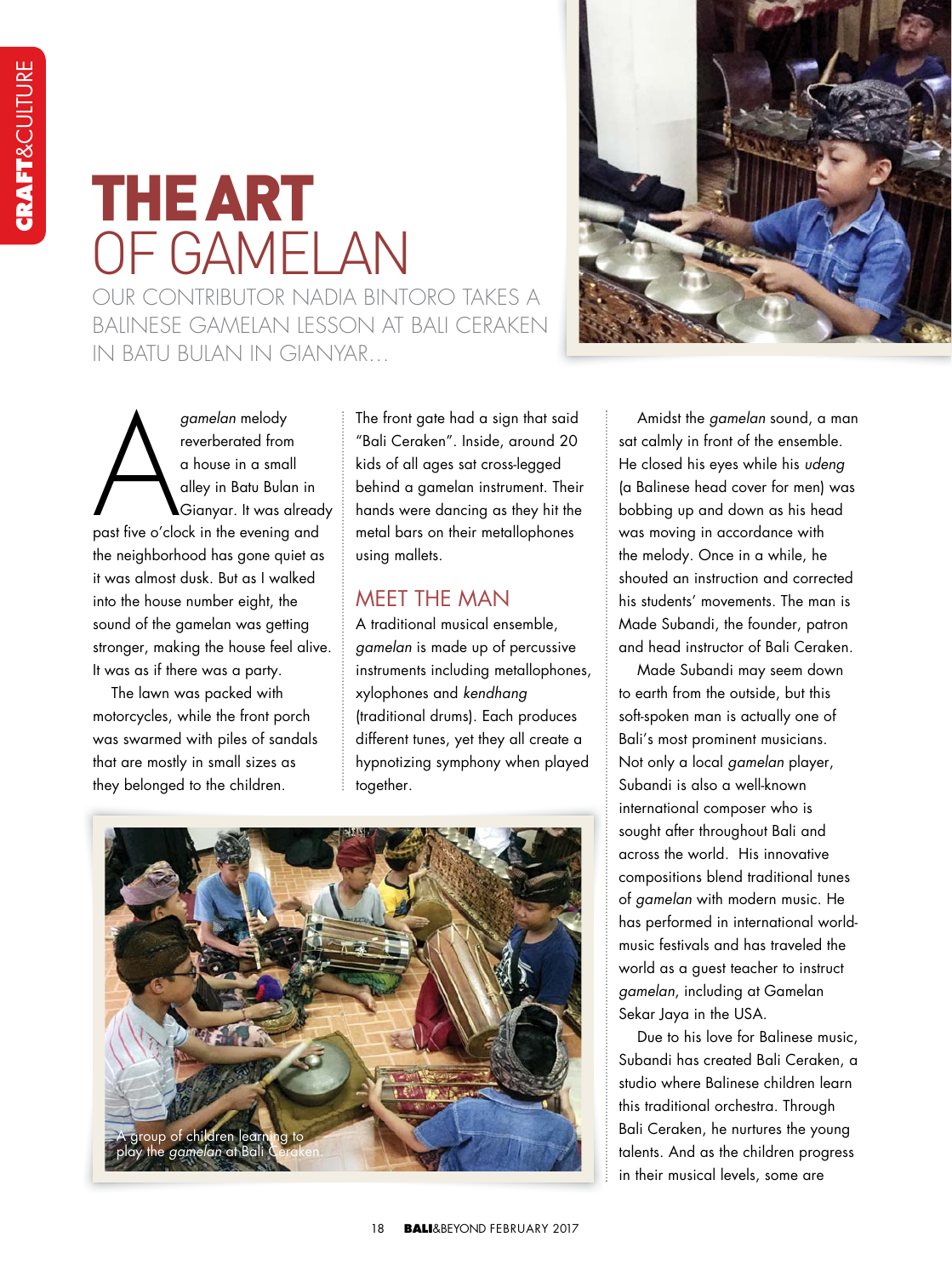# THE ART OF GAMELAN

OUR CONTRIBUTOR NADIA BINTORO TAKES A BALINESE GAMELAN LESSON AT BALI CERAKEN IN BATU BULAN IN GIANYAR...

A *gamelan* melody reverberated from a house in a small alley in Batu Bulan in Gianyar. It was already past five o'clock in the evening and the neighborhood has gone quiet as it was almost dusk. But as I walked into the house number eight, the sound of the gamelan was getting stronger, making the house feel alive. It was as if there was a party.

The lawn was packed with motorcycles, while the front porch was swarmed with piles of sandals that are mostly in small sizes as they belonged to the children.

The front gate had a sign that said "Bali Ceraken". Inside, around 20 kids of all ages sat cross-legged behind a gamelan instrument. Their hands were dancing as they hit the metal bars on their metallophones using mallets.

## MEET THE MAN

A traditional musical ensemble, *gamelan* is made up of percussive instruments including metallophones, xylophones and *kendhang* (traditional drums). Each produces different tunes, yet they all create a hypnotizing symphony when played together.

A group of children learning to play the *gamelan* at Bali Ceraken.

Amidst the *gamelan* sound, a man sat calmly in front of the ensemble. He closed his eyes while his *udeng* (a Balinese head cover for men) was bobbing up and down as his head was moving in accordance with the melody. Once in a while, he shouted an instruction and corrected his students' movements. The man is Made Subandi, the founder, patron and head instructor of Bali Ceraken.

Made Subandi may seem down to earth from the outside, but this soft-spoken man is actually one of Bali's most prominent musicians. Not only a local *gamelan* player, Subandi is also a well-known international composer who is sought after throughout Bali and across the world. His innovative compositions blend traditional tunes of *gamelan* with modern music. He has performed in international world-music festivals and has traveled the world as a guest teacher to instruct *gamelan*, including at Gamelan Sekar Jaya in the USA.

Due to his love for Balinese music, Subandi has created Bali Ceraken, a studio where Balinese children learn this traditional orchestra. Through Bali Ceraken, he nurtures the young talents. And as the children progress in their musical levels, some are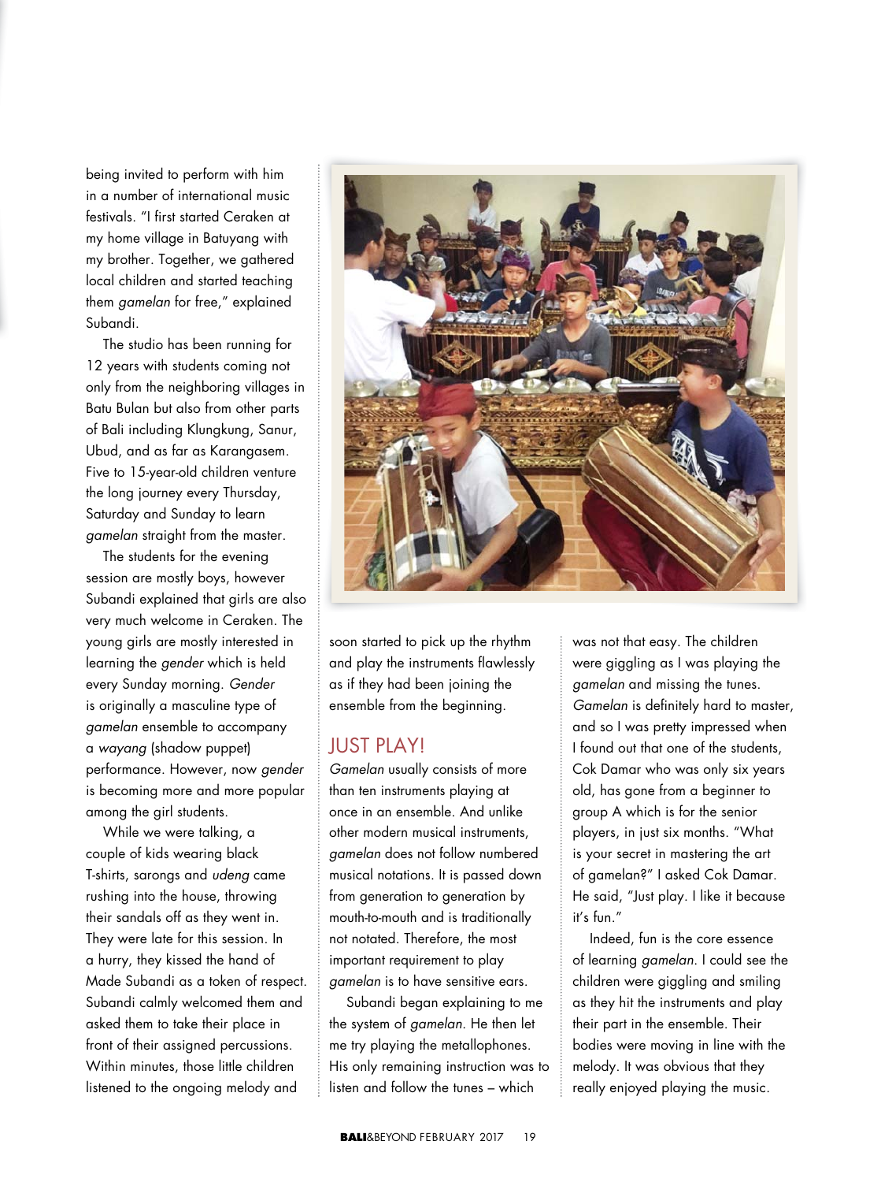being invited to perform with him in a number of international music festivals. "I first started Ceraken at my home village in Batuyang with my brother. Together, we gathered local children and started teaching them *gamelan* for free," explained Subandi.

The studio has been running for 12 years with students coming not only from the neighboring villages in Batu Bulan but also from other parts of Bali including Klungkung, Sanur, Ubud, and as far as Karangasem. Five to 15-year-old children venture the long journey every Thursday, Saturday and Sunday to learn *gamelan* straight from the master.

The students for the evening session are mostly boys, however Subandi explained that girls are also very much welcome in Ceraken. The young girls are mostly interested in learning the *gender* which is held every Sunday morning. *Gender* is originally a masculine type of *gamelan* ensemble to accompany a *wayang* (shadow puppet) performance. However, now *gender* is becoming more and more popular among the girl students.

While we were talking, a couple of kids wearing black T-shirts, sarongs and *udeng* came rushing into the house, throwing their sandals off as they went in. They were late for this session. In a hurry, they kissed the hand of Made Subandi as a token of respect. Subandi calmly welcomed them and asked them to take their place in front of their assigned percussions. Within minutes, those little children listened to the ongoing melody and soon started to pick up the rhythm and play the instruments flawlessly as if they had been joining the ensemble from the beginning.

## JUST PLAY!

*Gamelan* usually consists of more than ten instruments playing at once in an ensemble. And unlike other modern musical instruments, *gamelan* does not follow numbered musical notations. It is passed down from generation to generation by mouth-to-mouth and is traditionally not notated. Therefore, the most important requirement to play *gamelan* is to have sensitive ears.

Subandi began explaining to me the system of *gamelan*. He then let me try playing the metallophones. His only remaining instruction was to listen and follow the tunes – which was not that easy. The children were giggling as I was playing the *gamelan* and missing the tunes. *Gamelan* is definitely hard to master, and so I was pretty impressed when I found out that one of the students, Cok Damar who was only six years old, has gone from a beginner to group A which is for the senior players, in just six months. "What is your secret in mastering the art of gamelan?" I asked Cok Damar. He said, "Just play. I like it because it's fun."

Indeed, fun is the core essence of learning *gamelan*. I could see the children were giggling and smiling as they hit the instruments and play their part in the ensemble. Their bodies were moving in line with the melody. It was obvious that they really enjoyed playing the music.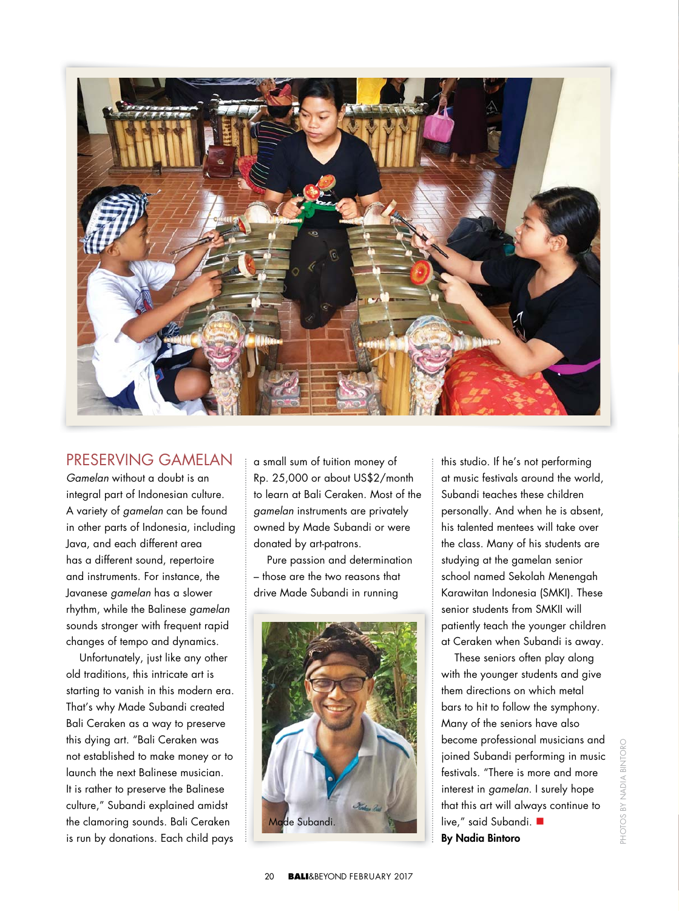## PRESERVING GAMELAN

*Gamelan* without a doubt is an integral part of Indonesian culture. A variety of *gamelan* can be found in other parts of Indonesia, including Java, and each different area has a different sound, repertoire and instruments. For instance, the Javanese *gamelan* has a slower rhythm, while the Balinese *gamelan* sounds stronger with frequent rapid changes of tempo and dynamics.

Unfortunately, just like any other old traditions, this intricate art is starting to vanish in this modern era. That's why Made Subandi created Bali Ceraken as a way to preserve this dying art. "Bali Ceraken was not established to make money or to launch the next Balinese musician. It is rather to preserve the Balinese culture," Subandi explained amidst the clamoring sounds. Bali Ceraken is run by donations. Each child pays a small sum of tuition money of Rp. 25,000 or about US$2/month to learn at Bali Ceraken. Most of the *gamelan* instruments are privately owned by Made Subandi or were donated by art-patrons.

Pure passion and determination – those are the two reasons that drive Made Subandi in running this studio. If he's not performing at music festivals around the world, Subandi teaches these children personally. And when he is absent, his talented mentees will take over the class. Many of his students are studying at the gamelan senior school named Sekolah Menengah Karawitan Indonesia (SMKI). These senior students from SMKII will patiently teach the younger children at Ceraken when Subandi is away.

Made Subandi.

These seniors often play along with the younger students and give them directions on which metal bars to hit to follow the symphony. Many of the seniors have also become professional musicians and joined Subandi performing in music festivals. "There is more and more interest in *gamelan*. I surely hope that this art will always continue to live," said Subandi. ■

**By Nadia Bintoro**

PHOTOS BY NADIA BINTORO